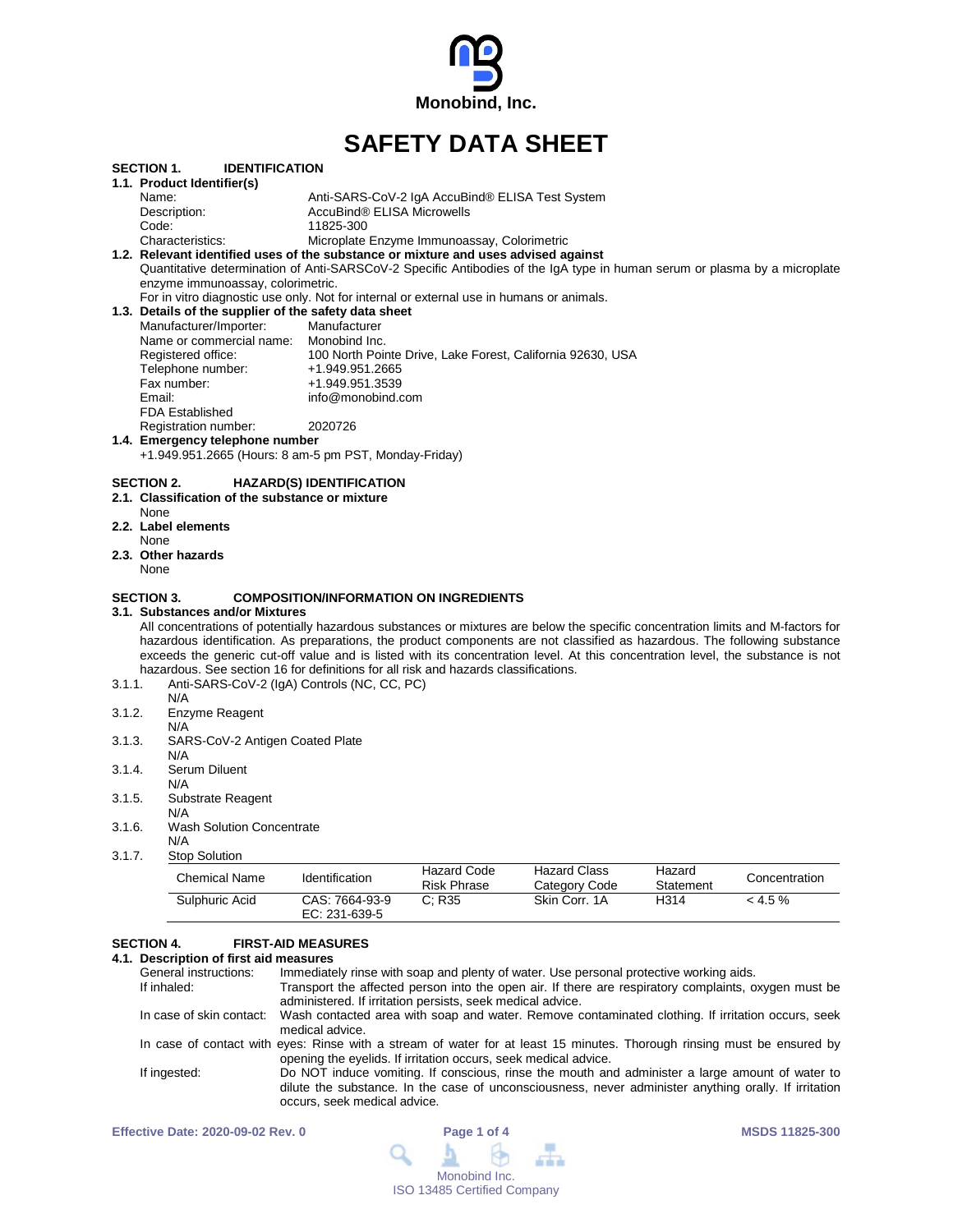Monobind, Inc.

# SAFETY DATA SHEET

## SECTION 1. IDENTIFICATION

### 1.1. Product Identifier(s)

Name: Anti-SARS-CoV-2 IgA AccuBind® ELISA Test System
Description: AccuBind® ELISA Microwells
Code: 11825-300
Characteristics: Microplate Enzyme Immunoassay, Colorimetric

### 1.2. Relevant identified uses of the substance or mixture and uses advised against

Quantitative determination of Anti-SARSCoV-2 Specific Antibodies of the IgA type in human serum or plasma by a microplate enzyme immunoassay, colorimetric.

For in vitro diagnostic use only. Not for internal or external use in humans or animals.

### 1.3. Details of the supplier of the safety data sheet

Manufacturer/Importer: Manufacturer
Name or commercial name: Monobind Inc.
Registered office: 100 North Pointe Drive, Lake Forest, California 92630, USA
Telephone number: +1.949.951.2665
Fax number: +1.949.951.3539
Email: info@monobind.com
FDA Established Registration number: 2020726

### 1.4. Emergency telephone number

+1.949.951.2665 (Hours: 8 am-5 pm PST, Monday-Friday)

## SECTION 2. HAZARD(S) IDENTIFICATION

### 2.1. Classification of the substance or mixture

None

### 2.2. Label elements

None

### 2.3. Other hazards

None

## SECTION 3. COMPOSITION/INFORMATION ON INGREDIENTS

### 3.1. Substances and/or Mixtures

All concentrations of potentially hazardous substances or mixtures are below the specific concentration limits and M-factors for hazardous identification. As preparations, the product components are not classified as hazardous. The following substance exceeds the generic cut-off value and is listed with its concentration level. At this concentration level, the substance is not hazardous. See section 16 for definitions for all risk and hazards classifications.

3.1.1. Anti-SARS-CoV-2 (IgA) Controls (NC, CC, PC)
N/A

3.1.2. Enzyme Reagent
N/A

3.1.3. SARS-CoV-2 Antigen Coated Plate
N/A

3.1.4. Serum Diluent
N/A

3.1.5. Substrate Reagent
N/A

3.1.6. Wash Solution Concentrate
N/A

3.1.7. Stop Solution

| Chemical Name | Identification | Hazard Code Risk Phrase | Hazard Class Category Code | Hazard Statement | Concentration |
|---|---|---|---|---|---|
| Sulphuric Acid | CAS: 7664-93-9 EC: 231-639-5 | C; R35 | Skin Corr. 1A | H314 | < 4.5 % |

## SECTION 4. FIRST-AID MEASURES

### 4.1. Description of first aid measures

General instructions: Immediately rinse with soap and plenty of water. Use personal protective working aids.

If inhaled: Transport the affected person into the open air. If there are respiratory complaints, oxygen must be administered. If irritation persists, seek medical advice.

In case of skin contact: Wash contacted area with soap and water. Remove contaminated clothing. If irritation occurs, seek medical advice.

In case of contact with eyes: Rinse with a stream of water for at least 15 minutes. Thorough rinsing must be ensured by opening the eyelids. If irritation occurs, seek medical advice.

If ingested: Do NOT induce vomiting. If conscious, rinse the mouth and administer a large amount of water to dilute the substance. In the case of unconsciousness, never administer anything orally. If irritation occurs, seek medical advice.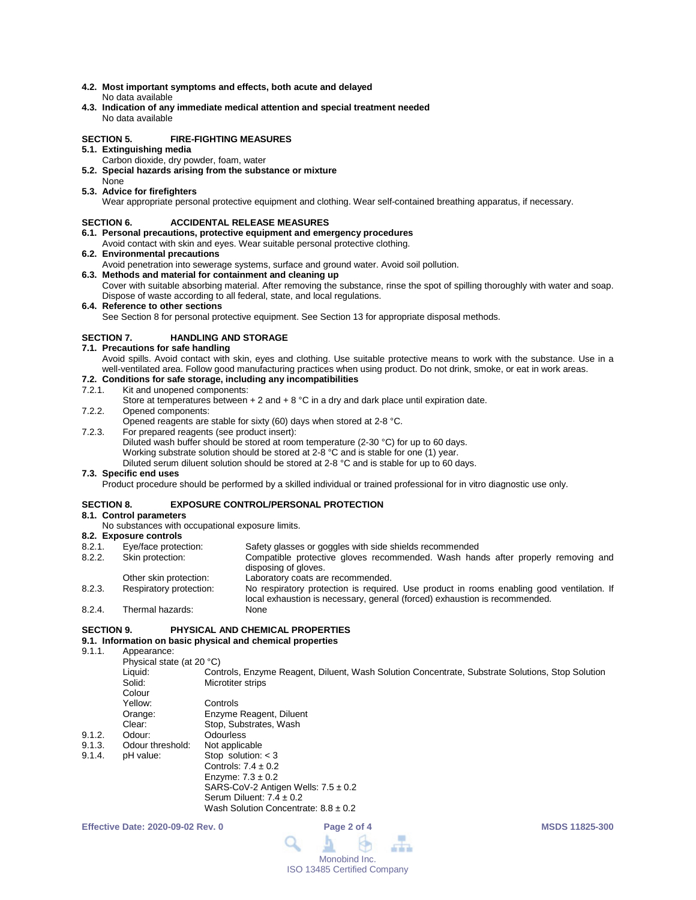**4.2. Most important symptoms and effects, both acute and delayed**
No data available

**4.3. Indication of any immediate medical attention and special treatment needed**
No data available

## SECTION 5. FIRE-FIGHTING MEASURES

**5.1. Extinguishing media**
Carbon dioxide, dry powder, foam, water

**5.2. Special hazards arising from the substance or mixture**
None

**5.3. Advice for firefighters**
Wear appropriate personal protective equipment and clothing. Wear self-contained breathing apparatus, if necessary.

## SECTION 6. ACCIDENTAL RELEASE MEASURES

**6.1. Personal precautions, protective equipment and emergency procedures**
Avoid contact with skin and eyes. Wear suitable personal protective clothing.

**6.2. Environmental precautions**
Avoid penetration into sewerage systems, surface and ground water. Avoid soil pollution.

**6.3. Methods and material for containment and cleaning up**
Cover with suitable absorbing material. After removing the substance, rinse the spot of spilling thoroughly with water and soap. Dispose of waste according to all federal, state, and local regulations.

**6.4. Reference to other sections**
See Section 8 for personal protective equipment. See Section 13 for appropriate disposal methods.

## SECTION 7. HANDLING AND STORAGE

**7.1. Precautions for safe handling**
Avoid spills. Avoid contact with skin, eyes and clothing. Use suitable protective means to work with the substance. Use in a well-ventilated area. Follow good manufacturing practices when using product. Do not drink, smoke, or eat in work areas.

**7.2. Conditions for safe storage, including any incompatibilities**

7.2.1. Kit and unopened components:
Store at temperatures between + 2 and + 8 °C in a dry and dark place until expiration date.

7.2.2. Opened components:
Opened reagents are stable for sixty (60) days when stored at 2-8 °C.

7.2.3. For prepared reagents (see product insert):
Diluted wash buffer should be stored at room temperature (2-30 °C) for up to 60 days.
Working substrate solution should be stored at 2-8 °C and is stable for one (1) year.
Diluted serum diluent solution should be stored at 2-8 °C and is stable for up to 60 days.

**7.3. Specific end uses**
Product procedure should be performed by a skilled individual or trained professional for in vitro diagnostic use only.

## SECTION 8. EXPOSURE CONTROL/PERSONAL PROTECTION

**8.1. Control parameters**
No substances with occupational exposure limits.

**8.2. Exposure controls**

| | | |
|---|---|---|
| 8.2.1. | Eye/face protection: | Safety glasses or goggles with side shields recommended |
| 8.2.2. | Skin protection: | Compatible protective gloves recommended. Wash hands after properly removing and disposing of gloves. |
| | Other skin protection: | Laboratory coats are recommended. |
| 8.2.3. | Respiratory protection: | No respiratory protection is required. Use product in rooms enabling good ventilation. If local exhaustion is necessary, general (forced) exhaustion is recommended. |
| 8.2.4. | Thermal hazards: | None |

## SECTION 9. PHYSICAL AND CHEMICAL PROPERTIES

**9.1. Information on basic physical and chemical properties**

9.1.1. Appearance:

Physical state (at 20 °C)

| | |
|---|---|
| Liquid: | Controls, Enzyme Reagent, Diluent, Wash Solution Concentrate, Substrate Solutions, Stop Solution |
| Solid: | Microtiter strips |
| Colour | |
| Yellow: | Controls |
| Orange: | Enzyme Reagent, Diluent |
| Clear: | Stop, Substrates, Wash |

9.1.2. Odour: Odourless

9.1.3. Odour threshold: Not applicable

9.1.4. pH value:
Stop solution: < 3
Controls: 7.4 ± 0.2
Enzyme: 7.3 ± 0.2
SARS-CoV-2 Antigen Wells: 7.5 ± 0.2
Serum Diluent: 7.4 ± 0.2
Wash Solution Concentrate: 8.8 ± 0.2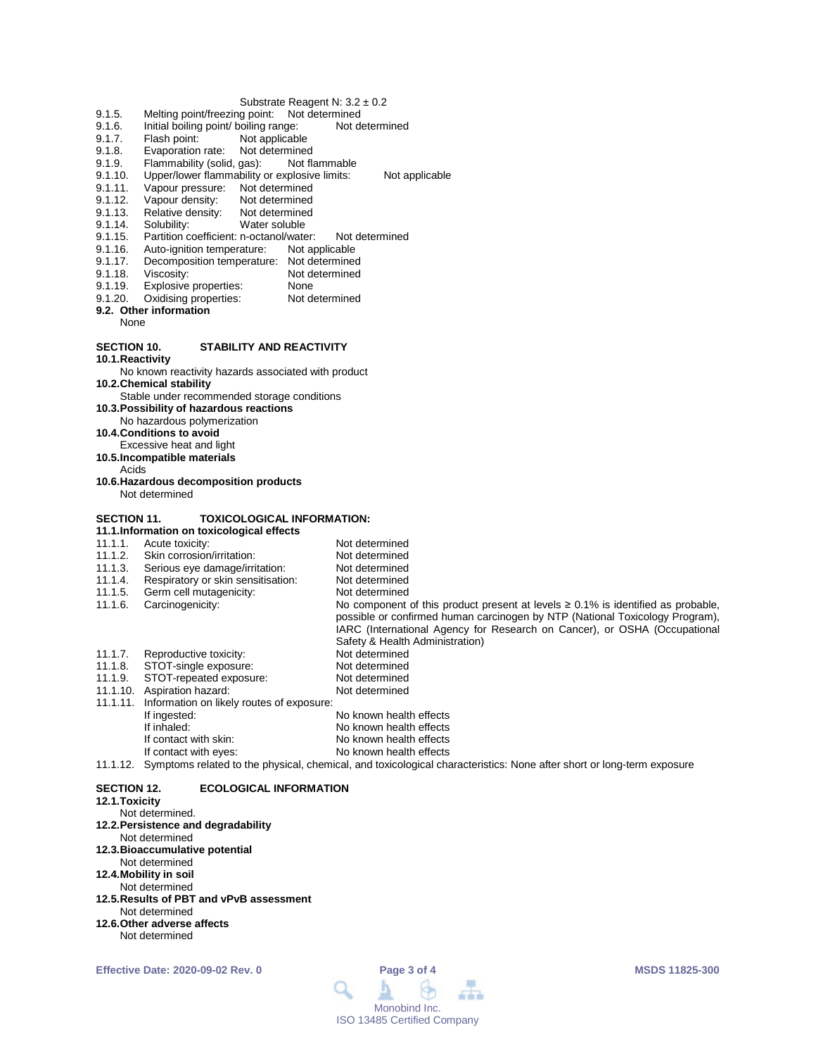Substrate Reagent N: 3.2 ± 0.2

9.1.5. Melting point/freezing point: Not determined
9.1.6. Initial boiling point/ boiling range: Not determined
9.1.7. Flash point: Not applicable
9.1.8. Evaporation rate: Not determined
9.1.9. Flammability (solid, gas): Not flammable
9.1.10. Upper/lower flammability or explosive limits: Not applicable
9.1.11. Vapour pressure: Not determined
9.1.12. Vapour density: Not determined
9.1.13. Relative density: Not determined
9.1.14. Solubility: Water soluble
9.1.15. Partition coefficient: n-octanol/water: Not determined
9.1.16. Auto-ignition temperature: Not applicable
9.1.17. Decomposition temperature: Not determined
9.1.18. Viscosity: Not determined
9.1.19. Explosive properties: None
9.1.20. Oxidising properties: Not determined

**9.2. Other information**

None

## SECTION 10. STABILITY AND REACTIVITY

**10.1. Reactivity**

No known reactivity hazards associated with product

**10.2. Chemical stability**

Stable under recommended storage conditions

**10.3. Possibility of hazardous reactions**

No hazardous polymerization

**10.4. Conditions to avoid**

Excessive heat and light

**10.5. Incompatible materials**

Acids

**10.6. Hazardous decomposition products**

Not determined

## SECTION 11. TOXICOLOGICAL INFORMATION:

**11.1. Information on toxicological effects**

11.1.1. Acute toxicity: Not determined
11.1.2. Skin corrosion/irritation: Not determined
11.1.3. Serious eye damage/irritation: Not determined
11.1.4. Respiratory or skin sensitisation: Not determined
11.1.5. Germ cell mutagenicity: Not determined
11.1.6. Carcinogenicity: No component of this product present at levels ≥ 0.1% is identified as probable, possible or confirmed human carcinogen by NTP (National Toxicology Program), IARC (International Agency for Research on Cancer), or OSHA (Occupational Safety & Health Administration)
11.1.7. Reproductive toxicity: Not determined
11.1.8. STOT-single exposure: Not determined
11.1.9. STOT-repeated exposure: Not determined
11.1.10. Aspiration hazard: Not determined
11.1.11. Information on likely routes of exposure:

- If ingested: No known health effects
- If inhaled: No known health effects
- If contact with skin: No known health effects
- If contact with eyes: No known health effects

11.1.12. Symptoms related to the physical, chemical, and toxicological characteristics: None after short or long-term exposure

## SECTION 12. ECOLOGICAL INFORMATION

**12.1. Toxicity**

Not determined.

**12.2. Persistence and degradability**

Not determined

**12.3. Bioaccumulative potential**

Not determined

**12.4. Mobility in soil**

Not determined

**12.5. Results of PBT and vPvB assessment**

Not determined

**12.6. Other adverse affects**

Not determined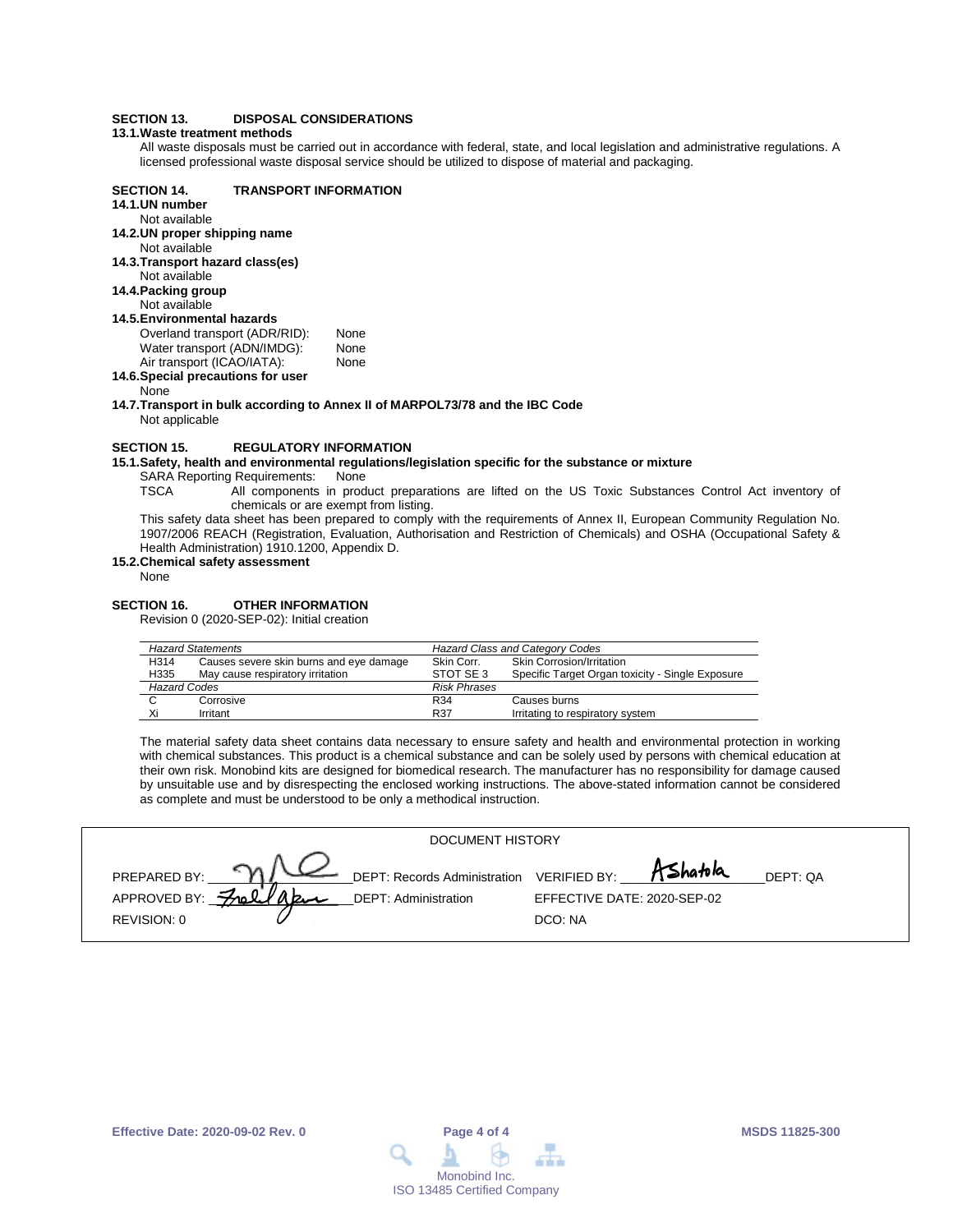## SECTION 13. DISPOSAL CONSIDERATIONS

**13.1. Waste treatment methods**

All waste disposals must be carried out in accordance with federal, state, and local legislation and administrative regulations. A licensed professional waste disposal service should be utilized to dispose of material and packaging.

## SECTION 14. TRANSPORT INFORMATION

**14.1. UN number**

Not available

**14.2. UN proper shipping name**

Not available

**14.3. Transport hazard class(es)**

Not available

**14.4. Packing group**

Not available

**14.5. Environmental hazards**

Overland transport (ADR/RID): None
Water transport (ADN/IMDG): None
Air transport (ICAO/IATA): None

**14.6. Special precautions for user**

None

**14.7. Transport in bulk according to Annex II of MARPOL73/78 and the IBC Code**

Not applicable

## SECTION 15. REGULATORY INFORMATION

**15.1. Safety, health and environmental regulations/legislation specific for the substance or mixture**

SARA Reporting Requirements: None

TSCA All components in product preparations are lifted on the US Toxic Substances Control Act inventory of chemicals or are exempt from listing.

This safety data sheet has been prepared to comply with the requirements of Annex II, European Community Regulation No. 1907/2006 REACH (Registration, Evaluation, Authorisation and Restriction of Chemicals) and OSHA (Occupational Safety & Health Administration) 1910.1200, Appendix D.

**15.2. Chemical safety assessment**

None

## SECTION 16. OTHER INFORMATION

Revision 0 (2020-SEP-02): Initial creation

| *Hazard Statements* | | *Hazard Class and Category Codes* | |
|---|---|---|---|
| H314 | Causes severe skin burns and eye damage | Skin Corr. | Skin Corrosion/Irritation |
| H335 | May cause respiratory irritation | STOT SE 3 | Specific Target Organ toxicity - Single Exposure |
| *Hazard Codes* | | *Risk Phrases* | |
| C | Corrosive | R34 | Causes burns |
| Xi | Irritant | R37 | Irritating to respiratory system |

The material safety data sheet contains data necessary to ensure safety and health and environmental protection in working with chemical substances. This product is a chemical substance and can be solely used by persons with chemical education at their own risk. Monobind kits are designed for biomedical research. The manufacturer has no responsibility for damage caused by unsuitable use and by disrespecting the enclosed working instructions. The above-stated information cannot be considered as complete and must be understood to be only a methodical instruction.

| DOCUMENT HISTORY | | | |
|---|---|---|---|
| PREPARED BY: [signature] | DEPT: Records Administration | VERIFIED BY: Ashatola | DEPT: QA |
| APPROVED BY: [signature] | DEPT: Administration | EFFECTIVE DATE: 2020-SEP-02 | |
| REVISION: 0 | | DCO: NA | |

Monobind Inc.
ISO 13485 Certified Company